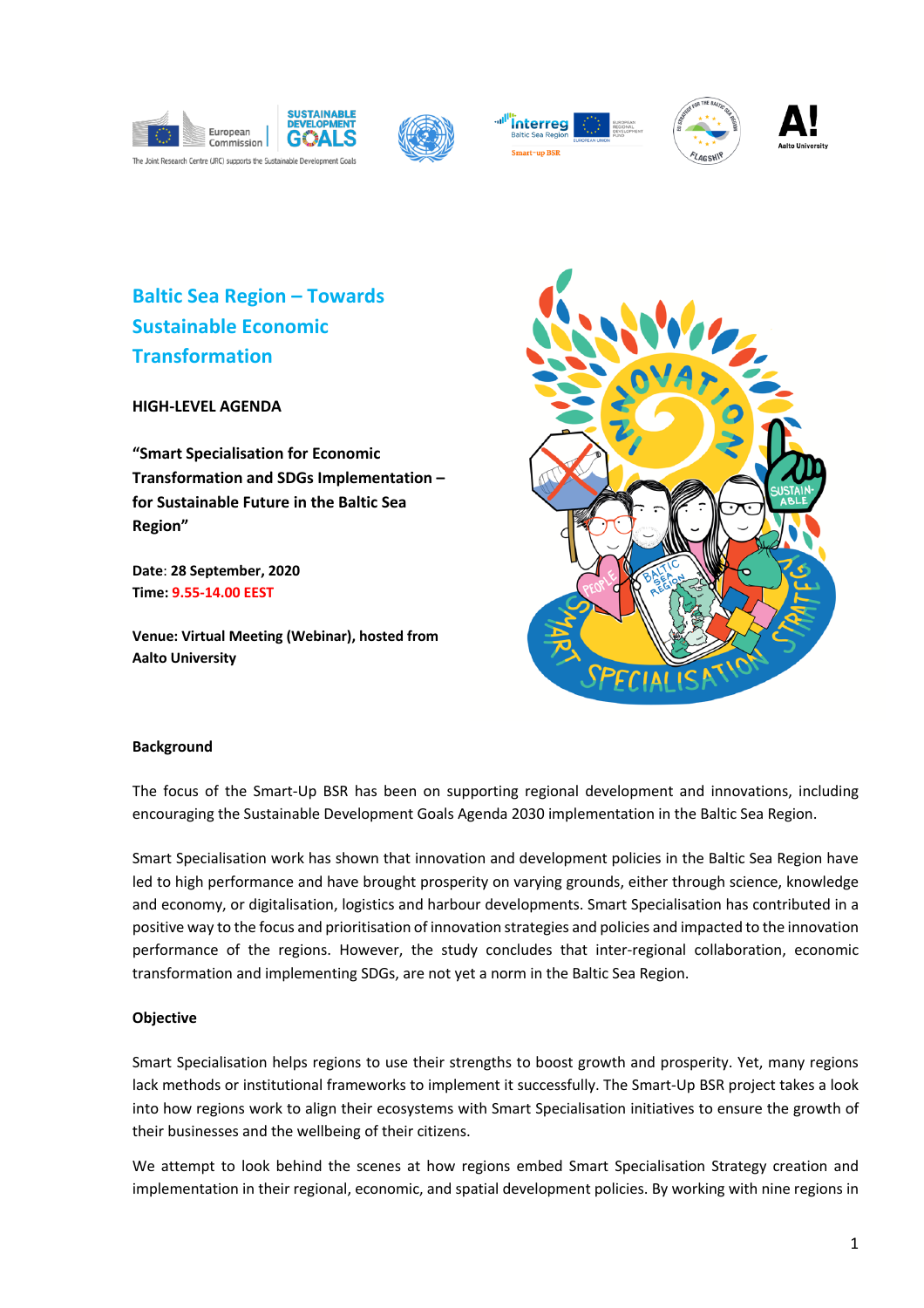# Baltic Sea Region – Towards Sustainable Economic Transformation

**HIGH-LEVEL AGENDA**

**"Smart Specialisation for Economic Transformation and SDGs Implementation – for Sustainable Future in the Baltic Sea Region"**

**Date**: **28 September, 2020**
**Time: 9.55-14.00 EEST**

**Venue: Virtual Meeting (Webinar), hosted from Aalto University**

**Background**

The focus of the Smart-Up BSR has been on supporting regional development and innovations, including encouraging the Sustainable Development Goals Agenda 2030 implementation in the Baltic Sea Region.

Smart Specialisation work has shown that innovation and development policies in the Baltic Sea Region have led to high performance and have brought prosperity on varying grounds, either through science, knowledge and economy, or digitalisation, logistics and harbour developments. Smart Specialisation has contributed in a positive way to the focus and prioritisation of innovation strategies and policies and impacted to the innovation performance of the regions. However, the study concludes that inter-regional collaboration, economic transformation and implementing SDGs, are not yet a norm in the Baltic Sea Region.

**Objective**

Smart Specialisation helps regions to use their strengths to boost growth and prosperity. Yet, many regions lack methods or institutional frameworks to implement it successfully. The Smart-Up BSR project takes a look into how regions work to align their ecosystems with Smart Specialisation initiatives to ensure the growth of their businesses and the wellbeing of their citizens.

We attempt to look behind the scenes at how regions embed Smart Specialisation Strategy creation and implementation in their regional, economic, and spatial development policies. By working with nine regions in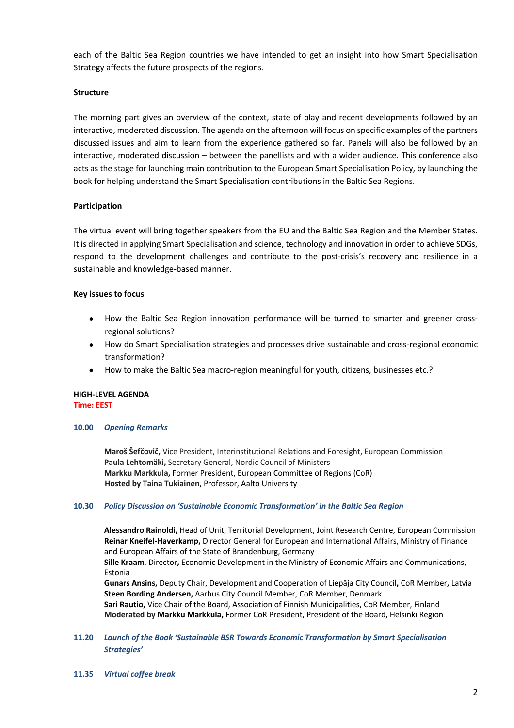each of the Baltic Sea Region countries we have intended to get an insight into how Smart Specialisation Strategy affects the future prospects of the regions.

**Structure**

The morning part gives an overview of the context, state of play and recent developments followed by an interactive, moderated discussion. The agenda on the afternoon will focus on specific examples of the partners discussed issues and aim to learn from the experience gathered so far. Panels will also be followed by an interactive, moderated discussion – between the panellists and with a wider audience. This conference also acts as the stage for launching main contribution to the European Smart Specialisation Policy, by launching the book for helping understand the Smart Specialisation contributions in the Baltic Sea Regions.

**Participation**

The virtual event will bring together speakers from the EU and the Baltic Sea Region and the Member States. It is directed in applying Smart Specialisation and science, technology and innovation in order to achieve SDGs, respond to the development challenges and contribute to the post-crisis's recovery and resilience in a sustainable and knowledge-based manner.

**Key issues to focus**

- How the Baltic Sea Region innovation performance will be turned to smarter and greener cross-regional solutions?
- How do Smart Specialisation strategies and processes drive sustainable and cross-regional economic transformation?
- How to make the Baltic Sea macro-region meaningful for youth, citizens, businesses etc.?

**HIGH-LEVEL AGENDA**
**Time: EEST**

**10.00** ***Opening Remarks***

**Maroš Šefčovič,** Vice President, Interinstitutional Relations and Foresight, European Commission
**Paula Lehtomäki,** Secretary General, Nordic Council of Ministers
**Markku Markkula,** Former President, European Committee of Regions (CoR)
**Hosted by Taina Tukiainen**, Professor, Aalto University

**10.30** ***Policy Discussion on 'Sustainable Economic Transformation' in the Baltic Sea Region***

**Alessandro Rainoldi,** Head of Unit, Territorial Development, Joint Research Centre, European Commission
**Reinar Kneifel-Haverkamp,** Director General for European and International Affairs, Ministry of Finance and European Affairs of the State of Brandenburg, Germany
**Sille Kraam**, Director**,** Economic Development in the Ministry of Economic Affairs and Communications, Estonia
**Gunars Ansins,** Deputy Chair, Development and Cooperation of Liepāja City Council**,** CoR Member**,** Latvia
**Steen Bording Andersen,** Aarhus City Council Member, CoR Member, Denmark
**Sari Rautio,** Vice Chair of the Board, Association of Finnish Municipalities, CoR Member, Finland
**Moderated by Markku Markkula,** Former CoR President, President of the Board, Helsinki Region

**11.20** ***Launch of the Book 'Sustainable BSR Towards Economic Transformation by Smart Specialisation Strategies'***

**11.35** ***Virtual coffee break***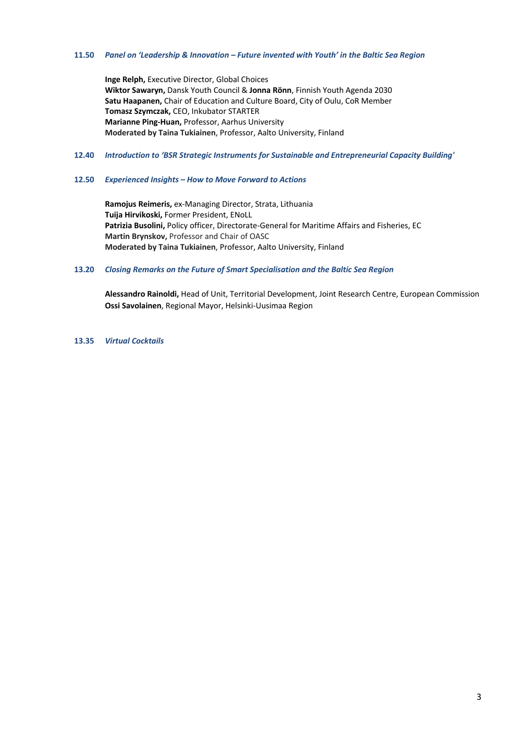**11.50** ***Panel on 'Leadership & Innovation – Future invented with Youth' in the Baltic Sea Region***

**Inge Relph,** Executive Director, Global Choices
**Wiktor Sawaryn,** Dansk Youth Council & **Jonna Rönn**, Finnish Youth Agenda 2030
**Satu Haapanen,** Chair of Education and Culture Board, City of Oulu, CoR Member
**Tomasz Szymczak,** CEO, Inkubator STARTER
**Marianne Ping-Huan,** Professor, Aarhus University
**Moderated by Taina Tukiainen**, Professor, Aalto University, Finland

**12.40** ***Introduction to 'BSR Strategic Instruments for Sustainable and Entrepreneurial Capacity Building'***

**12.50** ***Experienced Insights – How to Move Forward to Actions***

**Ramojus Reimeris,** ex-Managing Director, Strata, Lithuania
**Tuija Hirvikoski,** Former President, ENoLL
**Patrizia Busolini,** Policy officer, Directorate-General for Maritime Affairs and Fisheries, EC
**Martin Brynskov,** Professor and Chair of OASC
**Moderated by Taina Tukiainen**, Professor, Aalto University, Finland

**13.20** ***Closing Remarks on the Future of Smart Specialisation and the Baltic Sea Region***

**Alessandro Rainoldi,** Head of Unit, Territorial Development, Joint Research Centre, European Commission
**Ossi Savolainen**, Regional Mayor, Helsinki-Uusimaa Region

**13.35** ***Virtual Cocktails***